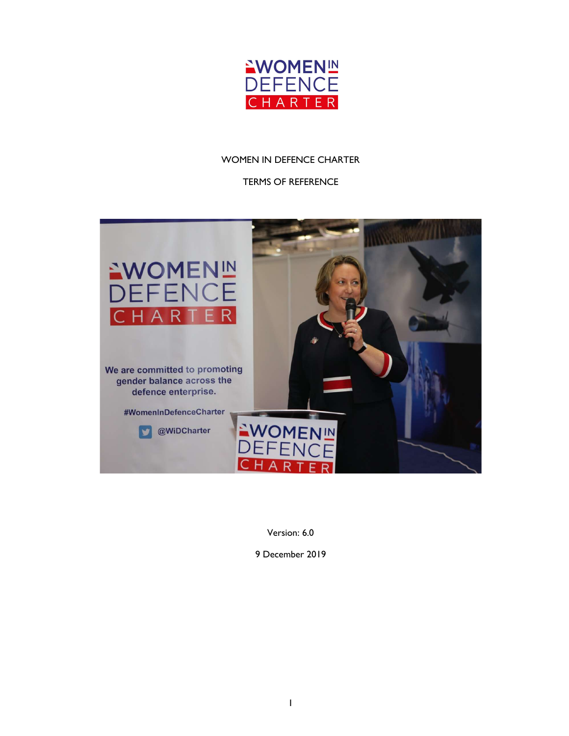# WOMEN IN DEFENCE CHARTER

## TERMS OF REFERENCE

Version: 6.0

9 December 2019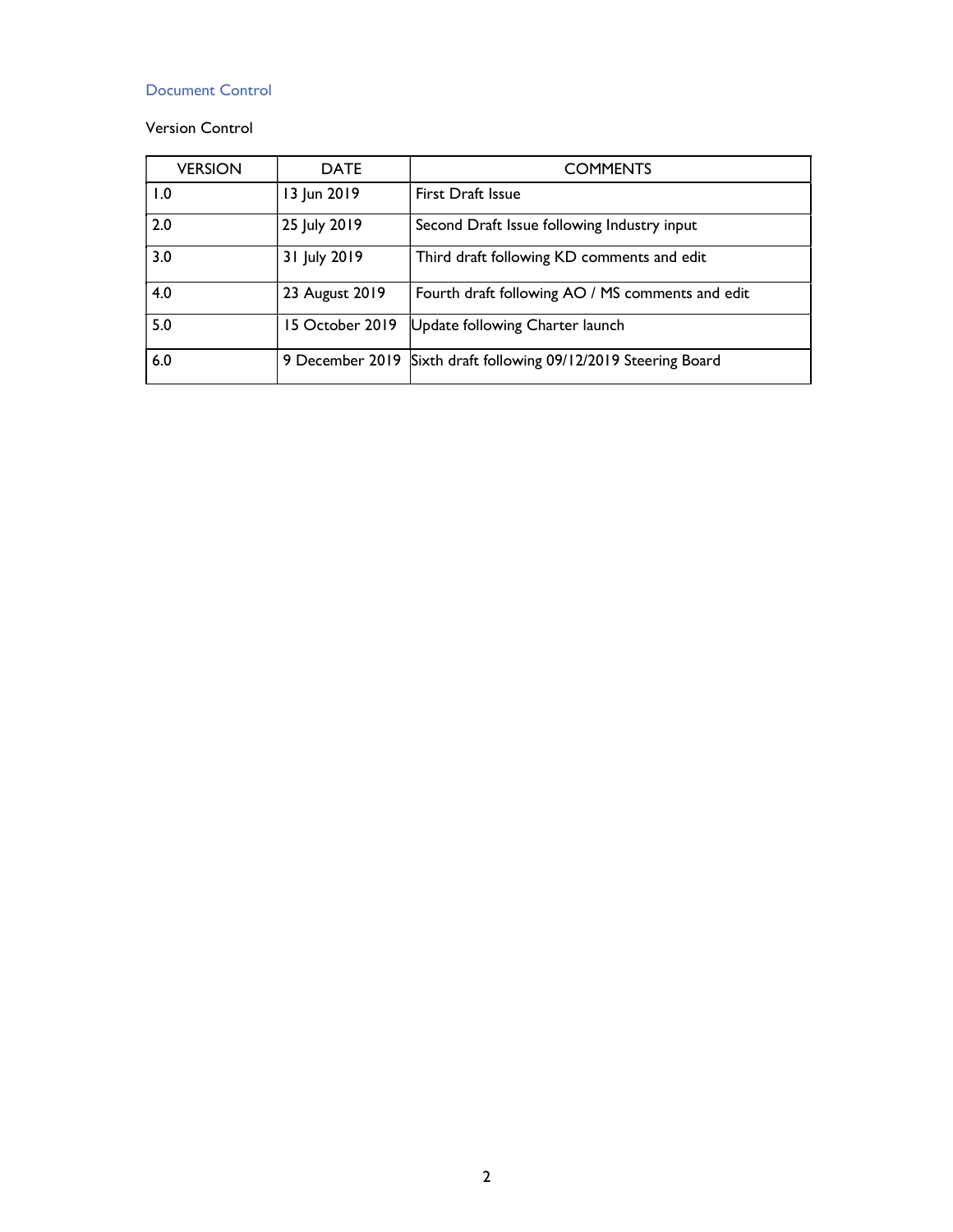## Document Control

### Version Control

| VERSION | DATE | COMMENTS |
|---|---|---|
| 1.0 | 13 Jun 2019 | First Draft Issue |
| 2.0 | 25 July 2019 | Second Draft Issue following Industry input |
| 3.0 | 31 July 2019 | Third draft following KD comments and edit |
| 4.0 | 23 August 2019 | Fourth draft following AO / MS comments and edit |
| 5.0 | 15 October 2019 | Update following Charter launch |
| 6.0 | 9 December 2019 | Sixth draft following 09/12/2019 Steering Board |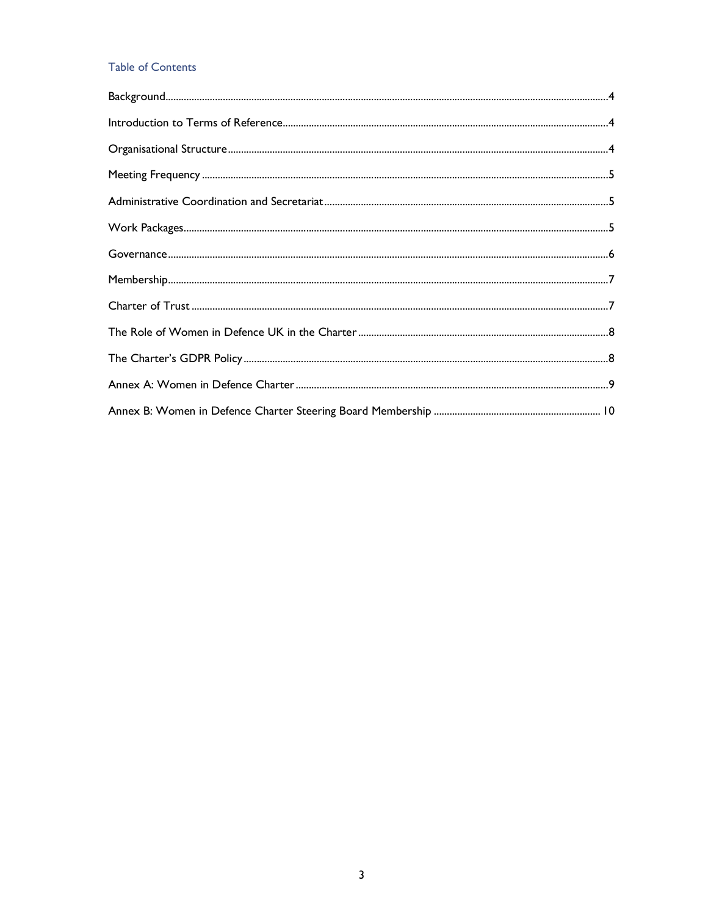## Table of Contents

Background....................................................................................................4

Introduction to Terms of Reference....................................................................4

Organisational Structure....................................................................................4

Meeting Frequency............................................................................................5

Administrative Coordination and Secretariat.......................................................5

Work Packages..................................................................................................5

Governance.......................................................................................................6

Membership......................................................................................................7

Charter of Trust.................................................................................................7

The Role of Women in Defence UK in the Charter................................................8

The Charter's GDPR Policy..................................................................................8

Annex A: Women in Defence Charter...................................................................9

Annex B: Women in Defence Charter Steering Board Membership........................10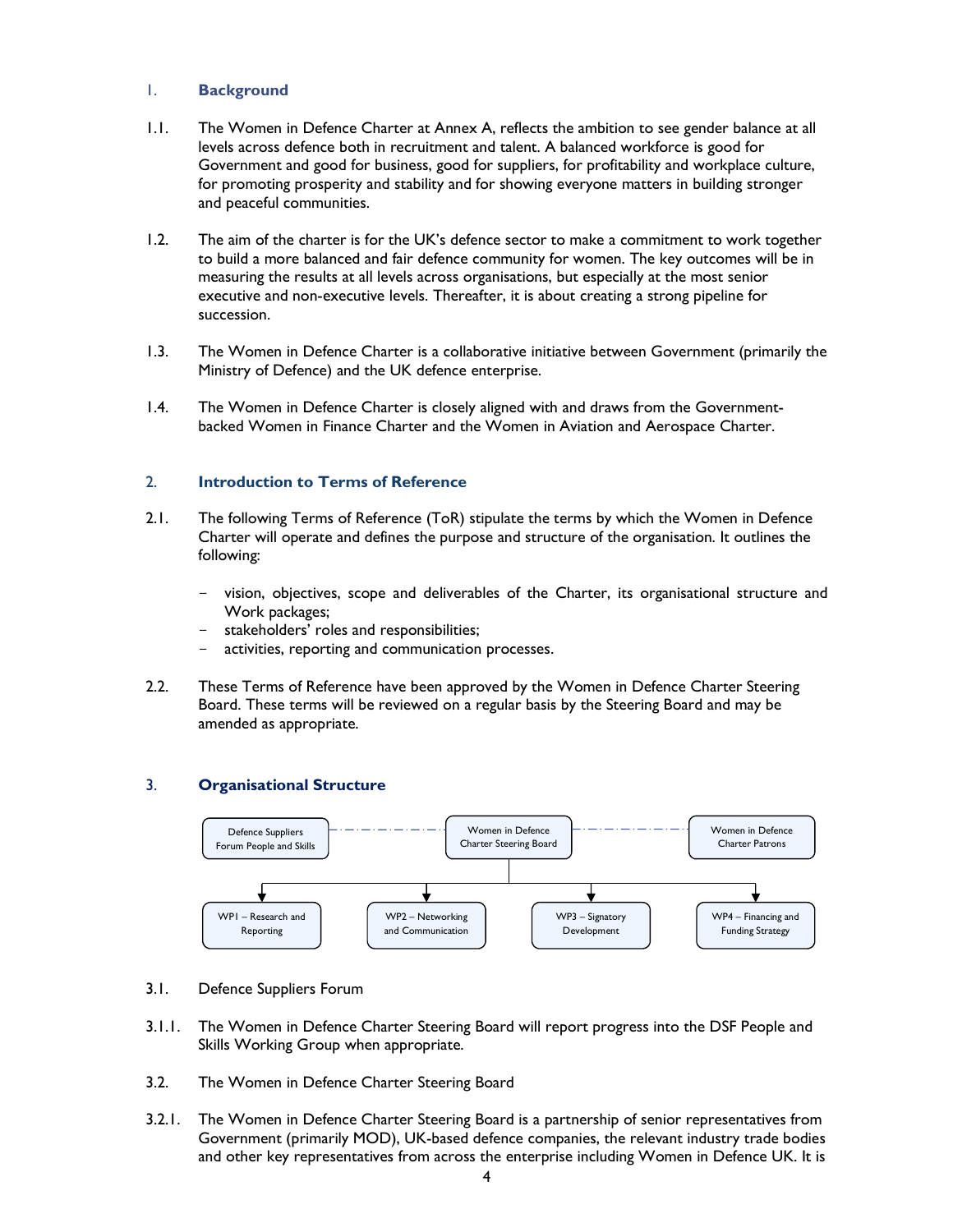## 1. Background

1.1. The Women in Defence Charter at Annex A, reflects the ambition to see gender balance at all levels across defence both in recruitment and talent. A balanced workforce is good for Government and good for business, good for suppliers, for profitability and workplace culture, for promoting prosperity and stability and for showing everyone matters in building stronger and peaceful communities.

1.2. The aim of the charter is for the UK's defence sector to make a commitment to work together to build a more balanced and fair defence community for women. The key outcomes will be in measuring the results at all levels across organisations, but especially at the most senior executive and non-executive levels. Thereafter, it is about creating a strong pipeline for succession.

1.3. The Women in Defence Charter is a collaborative initiative between Government (primarily the Ministry of Defence) and the UK defence enterprise.

1.4. The Women in Defence Charter is closely aligned with and draws from the Government-backed Women in Finance Charter and the Women in Aviation and Aerospace Charter.

## 2. Introduction to Terms of Reference

2.1. The following Terms of Reference (ToR) stipulate the terms by which the Women in Defence Charter will operate and defines the purpose and structure of the organisation. It outlines the following:

- vision, objectives, scope and deliverables of the Charter, its organisational structure and Work packages;
- stakeholders' roles and responsibilities;
- activities, reporting and communication processes.

2.2. These Terms of Reference have been approved by the Women in Defence Charter Steering Board. These terms will be reviewed on a regular basis by the Steering Board and may be amended as appropriate.

## 3. Organisational Structure

- Defence Suppliers Forum People and Skills — Women in Defence Charter Steering Board — Women in Defence Charter Patrons
- Women in Defence Charter Steering Board:
  - WP1 – Research and Reporting
  - WP2 – Networking and Communication
  - WP3 – Signatory Development
  - WP4 – Financing and Funding Strategy

3.1. Defence Suppliers Forum

3.1.1. The Women in Defence Charter Steering Board will report progress into the DSF People and Skills Working Group when appropriate.

3.2. The Women in Defence Charter Steering Board

3.2.1. The Women in Defence Charter Steering Board is a partnership of senior representatives from Government (primarily MOD), UK-based defence companies, the relevant industry trade bodies and other key representatives from across the enterprise including Women in Defence UK. It is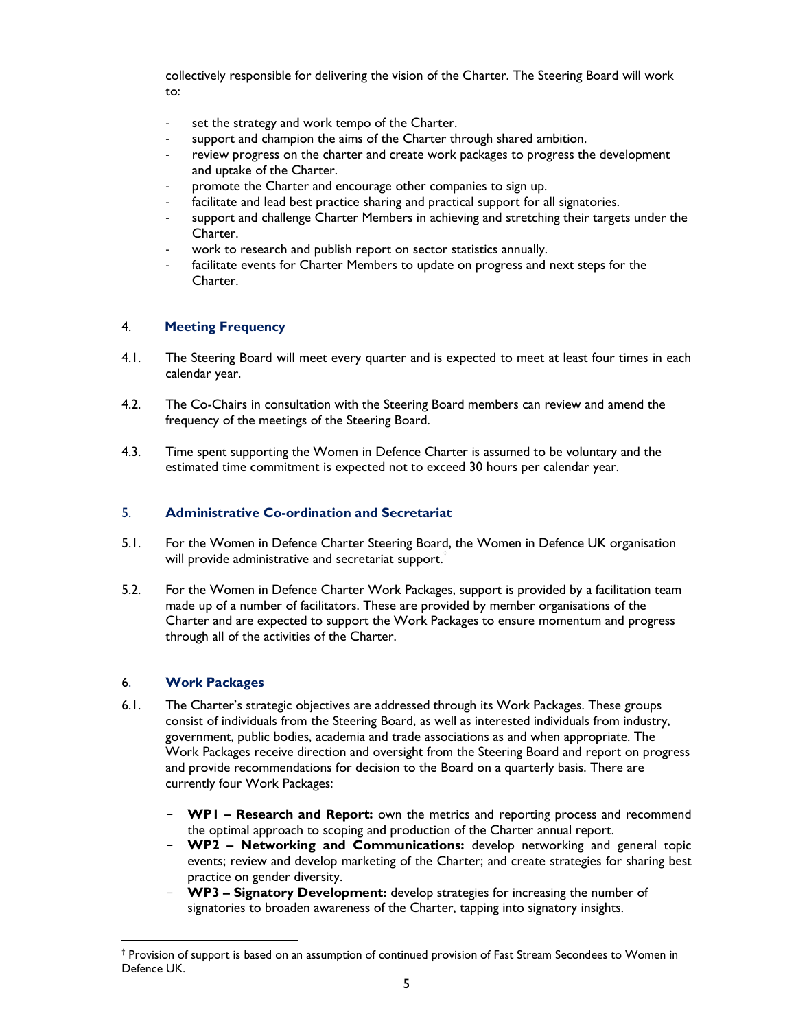collectively responsible for delivering the vision of the Charter. The Steering Board will work to:

- set the strategy and work tempo of the Charter.
- support and champion the aims of the Charter through shared ambition.
- review progress on the charter and create work packages to progress the development and uptake of the Charter.
- promote the Charter and encourage other companies to sign up.
- facilitate and lead best practice sharing and practical support for all signatories.
- support and challenge Charter Members in achieving and stretching their targets under the Charter.
- work to research and publish report on sector statistics annually.
- facilitate events for Charter Members to update on progress and next steps for the Charter.

## 4. Meeting Frequency

4.1. The Steering Board will meet every quarter and is expected to meet at least four times in each calendar year.

4.2. The Co-Chairs in consultation with the Steering Board members can review and amend the frequency of the meetings of the Steering Board.

4.3. Time spent supporting the Women in Defence Charter is assumed to be voluntary and the estimated time commitment is expected not to exceed 30 hours per calendar year.

## 5. Administrative Co-ordination and Secretariat

5.1. For the Women in Defence Charter Steering Board, the Women in Defence UK organisation will provide administrative and secretariat support.[†]

5.2. For the Women in Defence Charter Work Packages, support is provided by a facilitation team made up of a number of facilitators. These are provided by member organisations of the Charter and are expected to support the Work Packages to ensure momentum and progress through all of the activities of the Charter.

## 6. Work Packages

6.1. The Charter's strategic objectives are addressed through its Work Packages. These groups consist of individuals from the Steering Board, as well as interested individuals from industry, government, public bodies, academia and trade associations as and when appropriate. The Work Packages receive direction and oversight from the Steering Board and report on progress and provide recommendations for decision to the Board on a quarterly basis. There are currently four Work Packages:

- **WP1 – Research and Report:** own the metrics and reporting process and recommend the optimal approach to scoping and production of the Charter annual report.
- **WP2 – Networking and Communications:** develop networking and general topic events; review and develop marketing of the Charter; and create strategies for sharing best practice on gender diversity.
- **WP3 – Signatory Development:** develop strategies for increasing the number of signatories to broaden awareness of the Charter, tapping into signatory insights.

[†] Provision of support is based on an assumption of continued provision of Fast Stream Secondees to Women in Defence UK.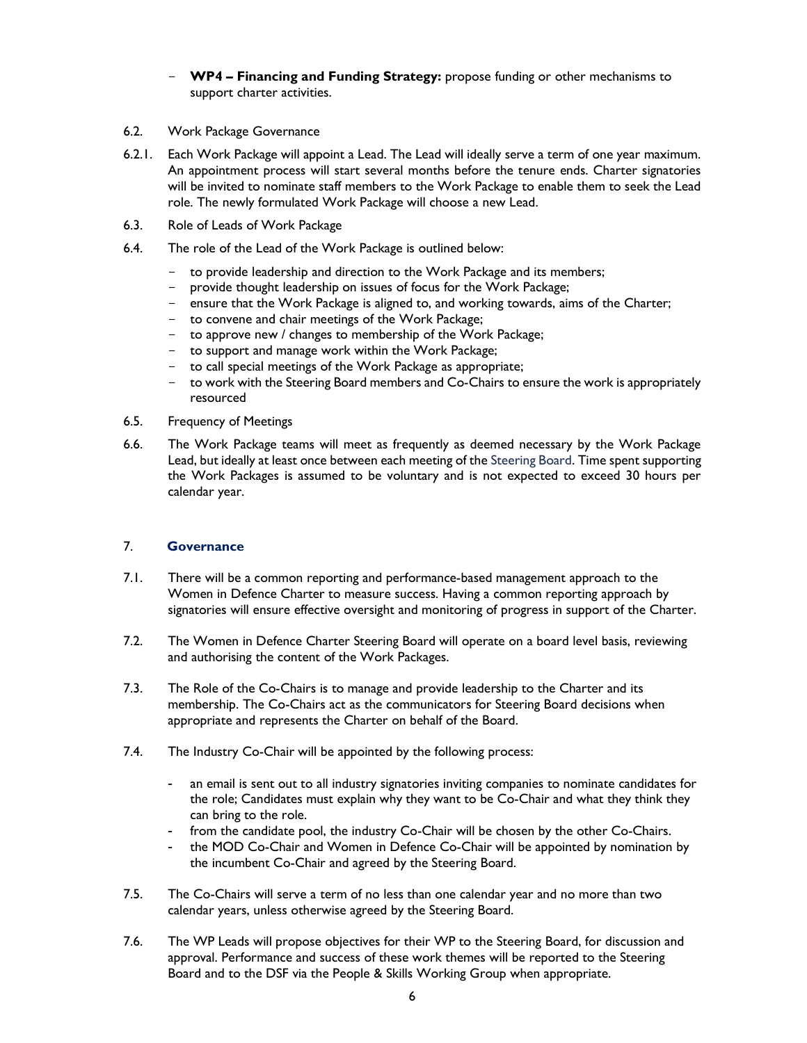- **WP4 – Financing and Funding Strategy:** propose funding or other mechanisms to support charter activities.

6.2. Work Package Governance

6.2.1. Each Work Package will appoint a Lead. The Lead will ideally serve a term of one year maximum. An appointment process will start several months before the tenure ends. Charter signatories will be invited to nominate staff members to the Work Package to enable them to seek the Lead role. The newly formulated Work Package will choose a new Lead.

6.3. Role of Leads of Work Package

6.4. The role of the Lead of the Work Package is outlined below:

- to provide leadership and direction to the Work Package and its members;
- provide thought leadership on issues of focus for the Work Package;
- ensure that the Work Package is aligned to, and working towards, aims of the Charter;
- to convene and chair meetings of the Work Package;
- to approve new / changes to membership of the Work Package;
- to support and manage work within the Work Package;
- to call special meetings of the Work Package as appropriate;
- to work with the Steering Board members and Co-Chairs to ensure the work is appropriately resourced

6.5. Frequency of Meetings

6.6. The Work Package teams will meet as frequently as deemed necessary by the Work Package Lead, but ideally at least once between each meeting of the Steering Board. Time spent supporting the Work Packages is assumed to be voluntary and is not expected to exceed 30 hours per calendar year.

## 7. Governance

7.1. There will be a common reporting and performance-based management approach to the Women in Defence Charter to measure success. Having a common reporting approach by signatories will ensure effective oversight and monitoring of progress in support of the Charter.

7.2. The Women in Defence Charter Steering Board will operate on a board level basis, reviewing and authorising the content of the Work Packages.

7.3. The Role of the Co-Chairs is to manage and provide leadership to the Charter and its membership. The Co-Chairs act as the communicators for Steering Board decisions when appropriate and represents the Charter on behalf of the Board.

7.4. The Industry Co-Chair will be appointed by the following process:

- an email is sent out to all industry signatories inviting companies to nominate candidates for the role; Candidates must explain why they want to be Co-Chair and what they think they can bring to the role.
- from the candidate pool, the industry Co-Chair will be chosen by the other Co-Chairs.
- the MOD Co-Chair and Women in Defence Co-Chair will be appointed by nomination by the incumbent Co-Chair and agreed by the Steering Board.

7.5. The Co-Chairs will serve a term of no less than one calendar year and no more than two calendar years, unless otherwise agreed by the Steering Board.

7.6. The WP Leads will propose objectives for their WP to the Steering Board, for discussion and approval. Performance and success of these work themes will be reported to the Steering Board and to the DSF via the People & Skills Working Group when appropriate.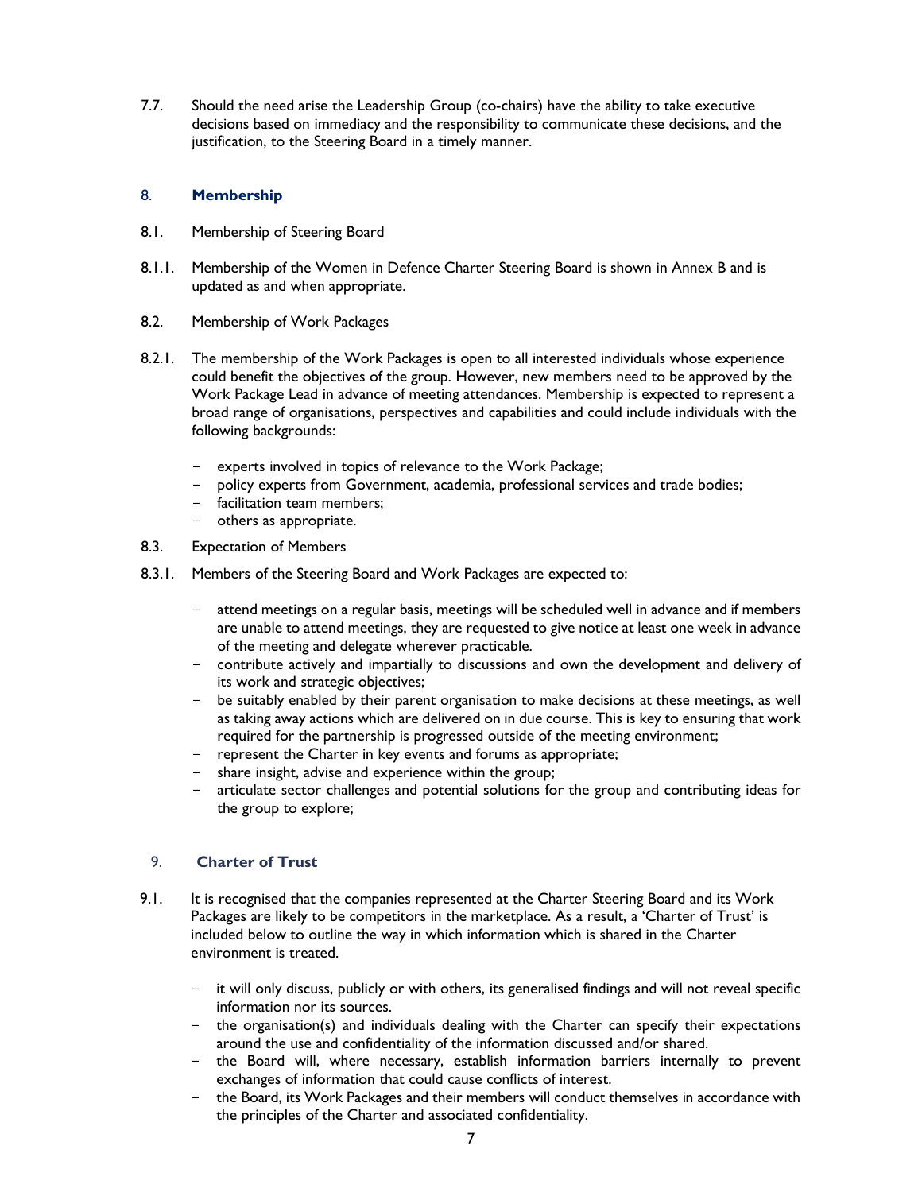7.7. Should the need arise the Leadership Group (co-chairs) have the ability to take executive decisions based on immediacy and the responsibility to communicate these decisions, and the justification, to the Steering Board in a timely manner.

## 8. Membership

8.1. Membership of Steering Board

8.1.1. Membership of the Women in Defence Charter Steering Board is shown in Annex B and is updated as and when appropriate.

8.2. Membership of Work Packages

8.2.1. The membership of the Work Packages is open to all interested individuals whose experience could benefit the objectives of the group. However, new members need to be approved by the Work Package Lead in advance of meeting attendances. Membership is expected to represent a broad range of organisations, perspectives and capabilities and could include individuals with the following backgrounds:

- experts involved in topics of relevance to the Work Package;
- policy experts from Government, academia, professional services and trade bodies;
- facilitation team members;
- others as appropriate.

8.3. Expectation of Members

8.3.1. Members of the Steering Board and Work Packages are expected to:

- attend meetings on a regular basis, meetings will be scheduled well in advance and if members are unable to attend meetings, they are requested to give notice at least one week in advance of the meeting and delegate wherever practicable.
- contribute actively and impartially to discussions and own the development and delivery of its work and strategic objectives;
- be suitably enabled by their parent organisation to make decisions at these meetings, as well as taking away actions which are delivered on in due course. This is key to ensuring that work required for the partnership is progressed outside of the meeting environment;
- represent the Charter in key events and forums as appropriate;
- share insight, advise and experience within the group;
- articulate sector challenges and potential solutions for the group and contributing ideas for the group to explore;

## 9. Charter of Trust

9.1. It is recognised that the companies represented at the Charter Steering Board and its Work Packages are likely to be competitors in the marketplace. As a result, a 'Charter of Trust' is included below to outline the way in which information which is shared in the Charter environment is treated.

- it will only discuss, publicly or with others, its generalised findings and will not reveal specific information nor its sources.
- the organisation(s) and individuals dealing with the Charter can specify their expectations around the use and confidentiality of the information discussed and/or shared.
- the Board will, where necessary, establish information barriers internally to prevent exchanges of information that could cause conflicts of interest.
- the Board, its Work Packages and their members will conduct themselves in accordance with the principles of the Charter and associated confidentiality.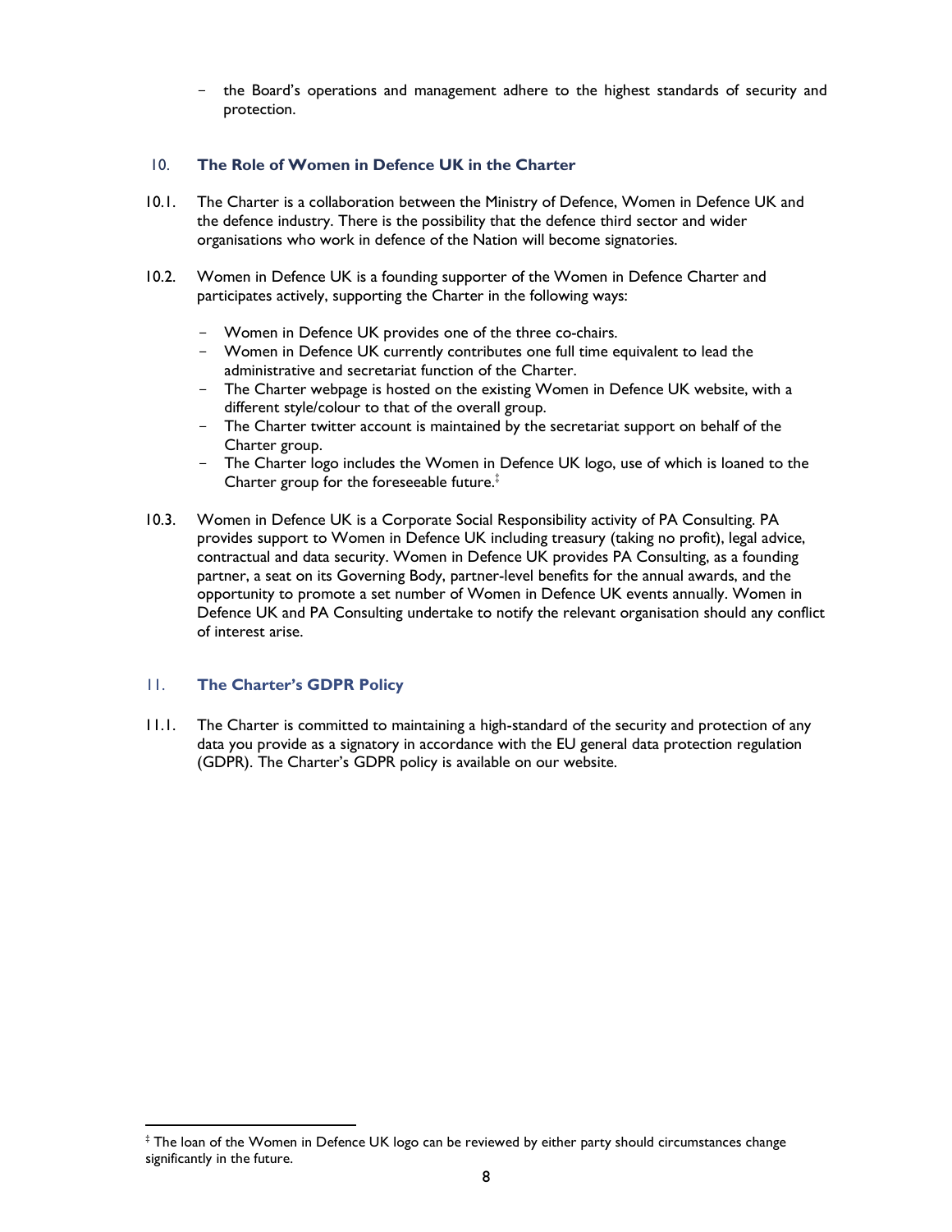- the Board's operations and management adhere to the highest standards of security and protection.

## 10. The Role of Women in Defence UK in the Charter

10.1. The Charter is a collaboration between the Ministry of Defence, Women in Defence UK and the defence industry. There is the possibility that the defence third sector and wider organisations who work in defence of the Nation will become signatories.

10.2. Women in Defence UK is a founding supporter of the Women in Defence Charter and participates actively, supporting the Charter in the following ways:

- Women in Defence UK provides one of the three co-chairs.
- Women in Defence UK currently contributes one full time equivalent to lead the administrative and secretariat function of the Charter.
- The Charter webpage is hosted on the existing Women in Defence UK website, with a different style/colour to that of the overall group.
- The Charter twitter account is maintained by the secretariat support on behalf of the Charter group.
- The Charter logo includes the Women in Defence UK logo, use of which is loaned to the Charter group for the foreseeable future.[‡]

10.3. Women in Defence UK is a Corporate Social Responsibility activity of PA Consulting. PA provides support to Women in Defence UK including treasury (taking no profit), legal advice, contractual and data security. Women in Defence UK provides PA Consulting, as a founding partner, a seat on its Governing Body, partner-level benefits for the annual awards, and the opportunity to promote a set number of Women in Defence UK events annually. Women in Defence UK and PA Consulting undertake to notify the relevant organisation should any conflict of interest arise.

## 11. The Charter's GDPR Policy

11.1. The Charter is committed to maintaining a high-standard of the security and protection of any data you provide as a signatory in accordance with the EU general data protection regulation (GDPR). The Charter's GDPR policy is available on our website.

---

[‡] The loan of the Women in Defence UK logo can be reviewed by either party should circumstances change significantly in the future.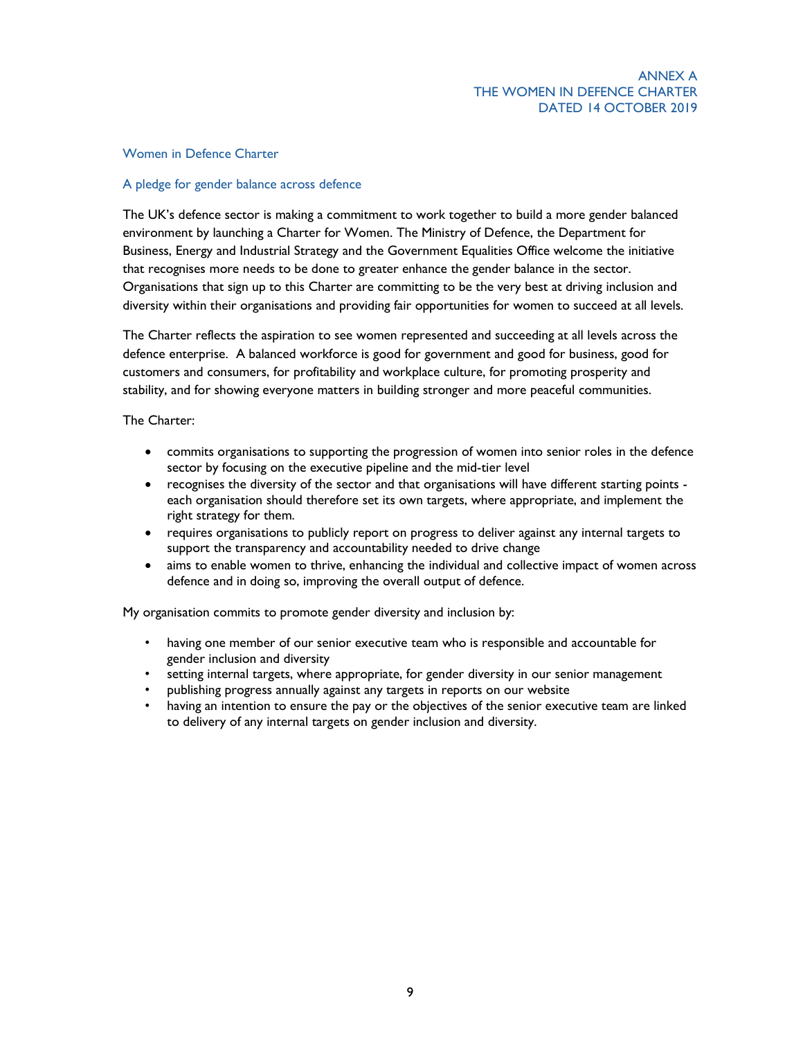ANNEX A
THE WOMEN IN DEFENCE CHARTER
DATED 14 OCTOBER 2019

## Women in Defence Charter

### A pledge for gender balance across defence

The UK's defence sector is making a commitment to work together to build a more gender balanced environment by launching a Charter for Women. The Ministry of Defence, the Department for Business, Energy and Industrial Strategy and the Government Equalities Office welcome the initiative that recognises more needs to be done to greater enhance the gender balance in the sector. Organisations that sign up to this Charter are committing to be the very best at driving inclusion and diversity within their organisations and providing fair opportunities for women to succeed at all levels.

The Charter reflects the aspiration to see women represented and succeeding at all levels across the defence enterprise. A balanced workforce is good for government and good for business, good for customers and consumers, for profitability and workplace culture, for promoting prosperity and stability, and for showing everyone matters in building stronger and more peaceful communities.

The Charter:

- commits organisations to supporting the progression of women into senior roles in the defence sector by focusing on the executive pipeline and the mid-tier level
- recognises the diversity of the sector and that organisations will have different starting points - each organisation should therefore set its own targets, where appropriate, and implement the right strategy for them.
- requires organisations to publicly report on progress to deliver against any internal targets to support the transparency and accountability needed to drive change
- aims to enable women to thrive, enhancing the individual and collective impact of women across defence and in doing so, improving the overall output of defence.

My organisation commits to promote gender diversity and inclusion by:

- having one member of our senior executive team who is responsible and accountable for gender inclusion and diversity
- setting internal targets, where appropriate, for gender diversity in our senior management
- publishing progress annually against any targets in reports on our website
- having an intention to ensure the pay or the objectives of the senior executive team are linked to delivery of any internal targets on gender inclusion and diversity.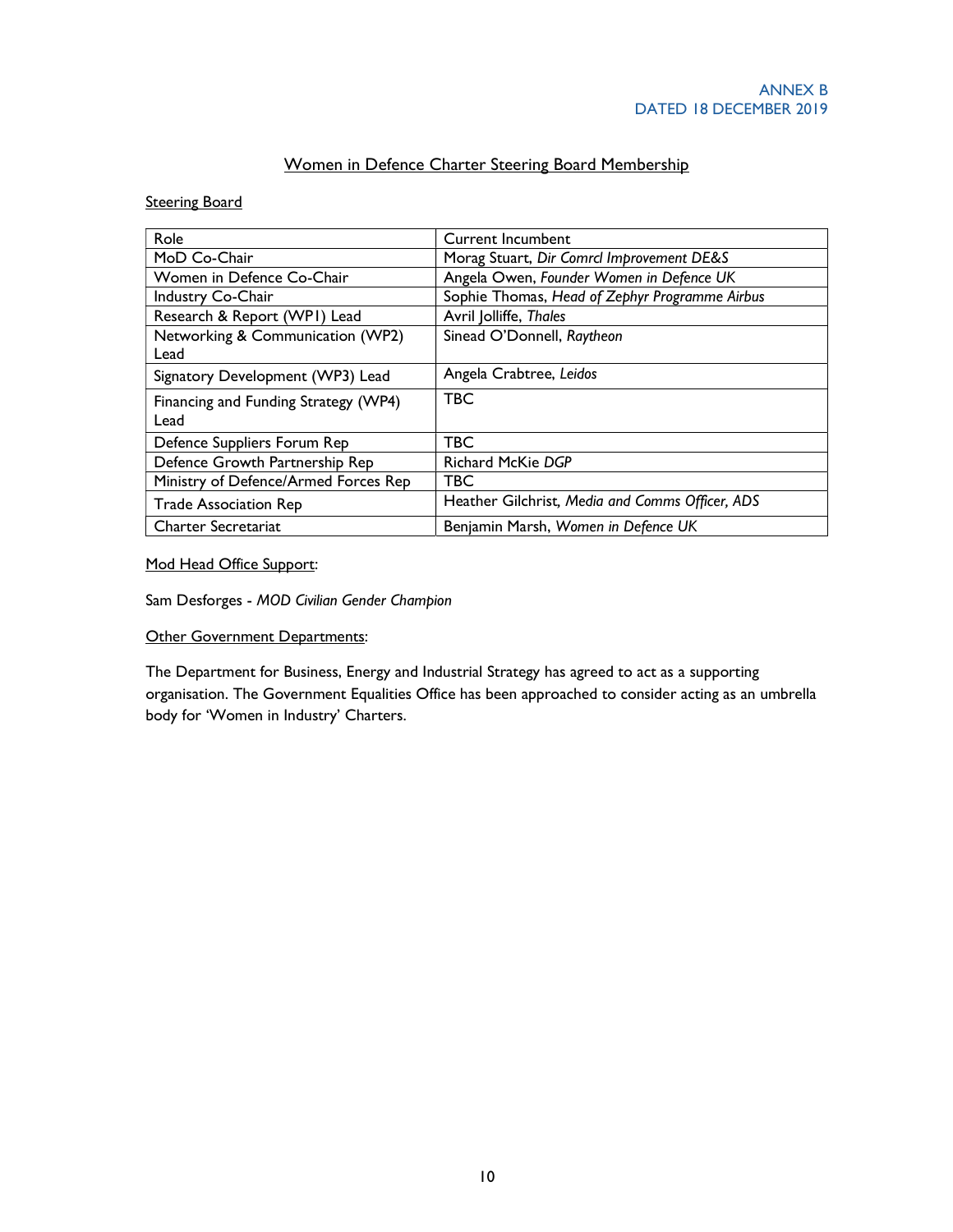ANNEX B
DATED 18 DECEMBER 2019

## Women in Defence Charter Steering Board Membership

### Steering Board

| Role | Current Incumbent |
| --- | --- |
| MoD Co-Chair | Morag Stuart, *Dir Comrcl Improvement DE&S* |
| Women in Defence Co-Chair | Angela Owen, *Founder Women in Defence UK* |
| Industry Co-Chair | Sophie Thomas, *Head of Zephyr Programme Airbus* |
| Research & Report (WP1) Lead | Avril Jolliffe, *Thales* |
| Networking & Communication (WP2) Lead | Sinead O'Donnell, *Raytheon* |
| Signatory Development (WP3) Lead | Angela Crabtree, *Leidos* |
| Financing and Funding Strategy (WP4) Lead | TBC |
| Defence Suppliers Forum Rep | TBC |
| Defence Growth Partnership Rep | Richard McKie *DGP* |
| Ministry of Defence/Armed Forces Rep | TBC |
| Trade Association Rep | Heather Gilchrist, *Media and Comms Officer, ADS* |
| Charter Secretariat | Benjamin Marsh, *Women in Defence UK* |

### Mod Head Office Support:

Sam Desforges - *MOD Civilian Gender Champion*

### Other Government Departments:

The Department for Business, Energy and Industrial Strategy has agreed to act as a supporting organisation. The Government Equalities Office has been approached to consider acting as an umbrella body for 'Women in Industry' Charters.